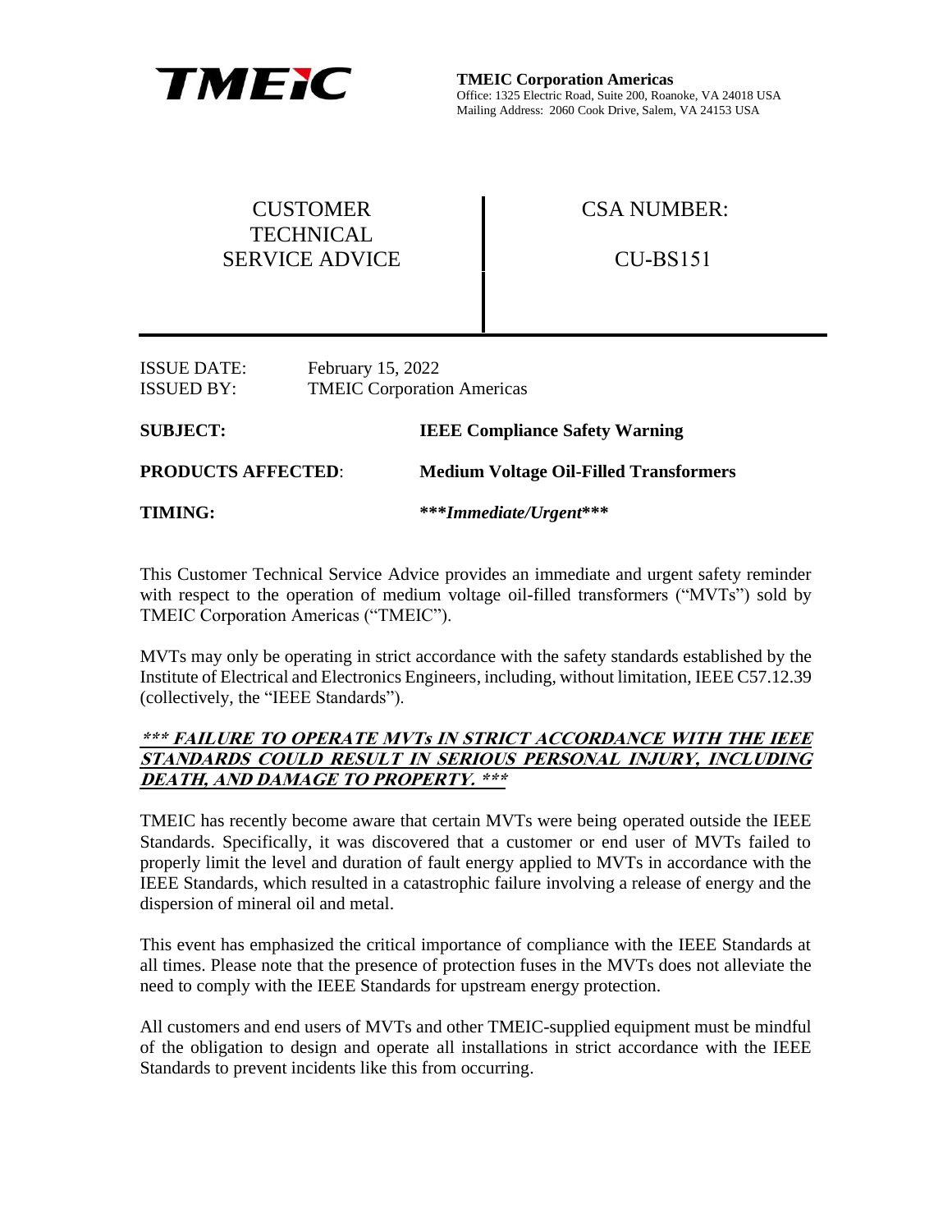**TMEIC**

**TMEIC Corporation Americas**
Office: 1325 Electric Road, Suite 200, Roanoke, VA 24018 USA
Mailing Address: 2060 Cook Drive, Salem, VA 24153 USA

| CUSTOMER TECHNICAL SERVICE ADVICE | CSA NUMBER: CU-BS151 |
| --- | --- |

ISSUE DATE: February 15, 2022
ISSUED BY: TMEIC Corporation Americas

**SUBJECT:** **IEEE Compliance Safety Warning**

**PRODUCTS AFFECTED:** **Medium Voltage Oil-Filled Transformers**

**TIMING:** ***\*\*\*Immediate/Urgent\*\*\****

This Customer Technical Service Advice provides an immediate and urgent safety reminder with respect to the operation of medium voltage oil-filled transformers ("MVTs") sold by TMEIC Corporation Americas ("TMEIC").

MVTs may only be operating in strict accordance with the safety standards established by the Institute of Electrical and Electronics Engineers, including, without limitation, IEEE C57.12.39 (collectively, the "IEEE Standards").

***\*\*\* FAILURE TO OPERATE MVTs IN STRICT ACCORDANCE WITH THE IEEE STANDARDS COULD RESULT IN SERIOUS PERSONAL INJURY, INCLUDING DEATH, AND DAMAGE TO PROPERTY. \*\*\****

TMEIC has recently become aware that certain MVTs were being operated outside the IEEE Standards. Specifically, it was discovered that a customer or end user of MVTs failed to properly limit the level and duration of fault energy applied to MVTs in accordance with the IEEE Standards, which resulted in a catastrophic failure involving a release of energy and the dispersion of mineral oil and metal.

This event has emphasized the critical importance of compliance with the IEEE Standards at all times. Please note that the presence of protection fuses in the MVTs does not alleviate the need to comply with the IEEE Standards for upstream energy protection.

All customers and end users of MVTs and other TMEIC-supplied equipment must be mindful of the obligation to design and operate all installations in strict accordance with the IEEE Standards to prevent incidents like this from occurring.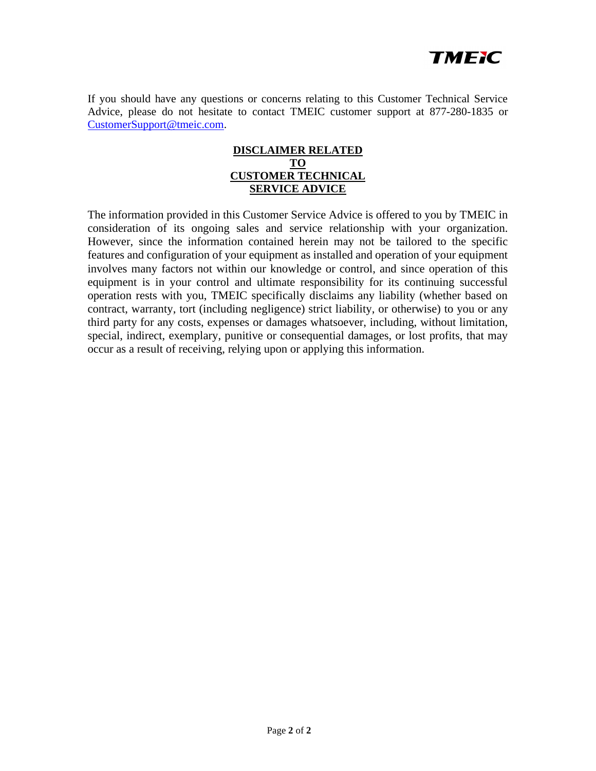If you should have any questions or concerns relating to this Customer Technical Service Advice, please do not hesitate to contact TMEIC customer support at 877-280-1835 or CustomerSupport@tmeic.com.

**DISCLAIMER RELATED TO CUSTOMER TECHNICAL SERVICE ADVICE**

The information provided in this Customer Service Advice is offered to you by TMEIC in consideration of its ongoing sales and service relationship with your organization. However, since the information contained herein may not be tailored to the specific features and configuration of your equipment as installed and operation of your equipment involves many factors not within our knowledge or control, and since operation of this equipment is in your control and ultimate responsibility for its continuing successful operation rests with you, TMEIC specifically disclaims any liability (whether based on contract, warranty, tort (including negligence) strict liability, or otherwise) to you or any third party for any costs, expenses or damages whatsoever, including, without limitation, special, indirect, exemplary, punitive or consequential damages, or lost profits, that may occur as a result of receiving, relying upon or applying this information.